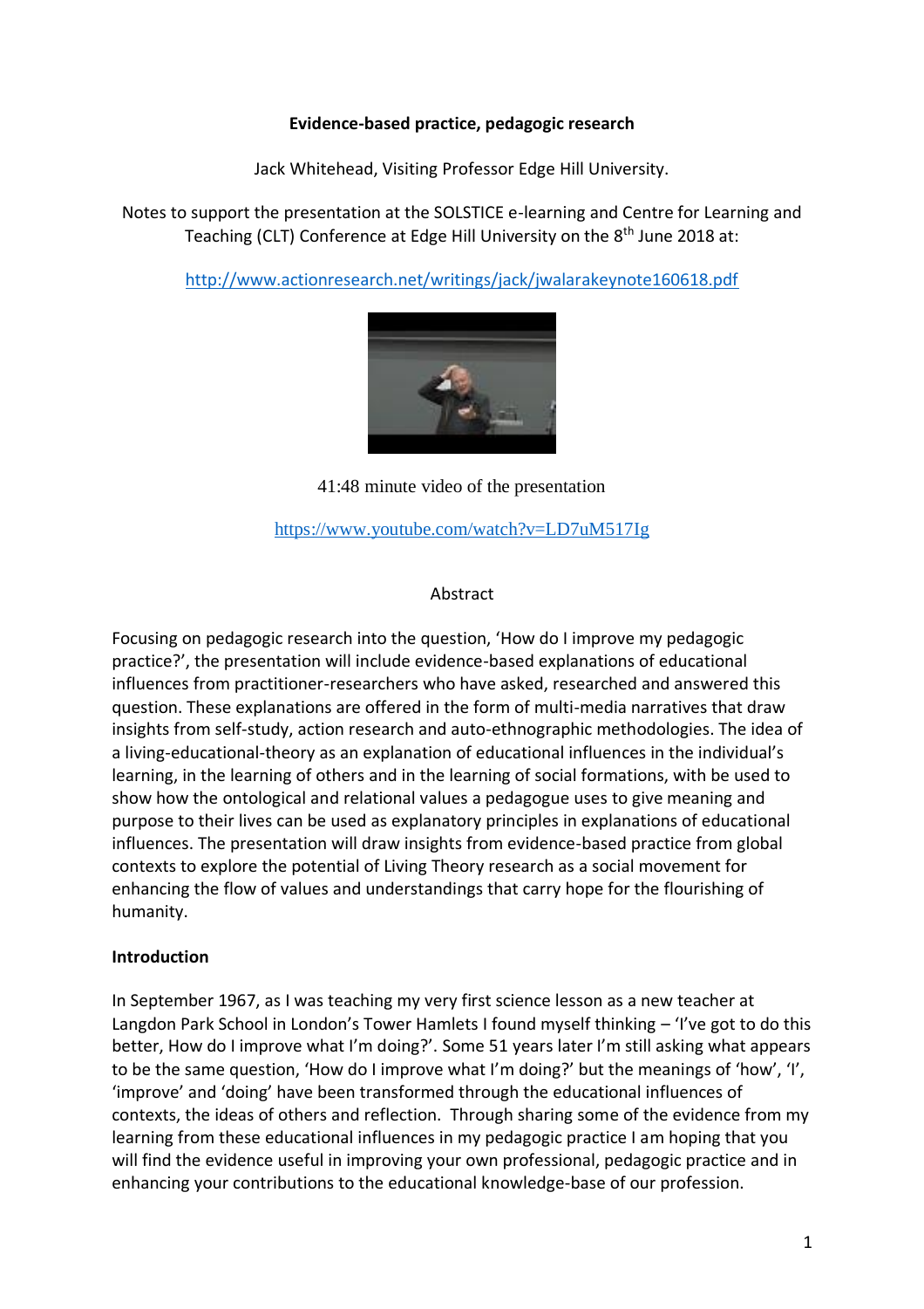**Evidence-based practice, pedagogic research**

Jack Whitehead, Visiting Professor Edge Hill University.

Notes to support the presentation at the SOLSTICE e-learning and Centre for Learning and Teaching (CLT) Conference at Edge Hill University on the 8th June 2018 at:

http://www.actionresearch.net/writings/jack/jwalarakeynote160618.pdf

41:48 minute video of the presentation

https://www.youtube.com/watch?v=LD7uM517Ig

Abstract

Focusing on pedagogic research into the question, 'How do I improve my pedagogic practice?', the presentation will include evidence-based explanations of educational influences from practitioner-researchers who have asked, researched and answered this question. These explanations are offered in the form of multi-media narratives that draw insights from self-study, action research and auto-ethnographic methodologies. The idea of a living-educational-theory as an explanation of educational influences in the individual's learning, in the learning of others and in the learning of social formations, with be used to show how the ontological and relational values a pedagogue uses to give meaning and purpose to their lives can be used as explanatory principles in explanations of educational influences. The presentation will draw insights from evidence-based practice from global contexts to explore the potential of Living Theory research as a social movement for enhancing the flow of values and understandings that carry hope for the flourishing of humanity.

**Introduction**

In September 1967, as I was teaching my very first science lesson as a new teacher at Langdon Park School in London's Tower Hamlets I found myself thinking – 'I've got to do this better, How do I improve what I'm doing?'. Some 51 years later I'm still asking what appears to be the same question, 'How do I improve what I'm doing?' but the meanings of 'how', 'I', 'improve' and 'doing' have been transformed through the educational influences of contexts, the ideas of others and reflection. Through sharing some of the evidence from my learning from these educational influences in my pedagogic practice I am hoping that you will find the evidence useful in improving your own professional, pedagogic practice and in enhancing your contributions to the educational knowledge-base of our profession.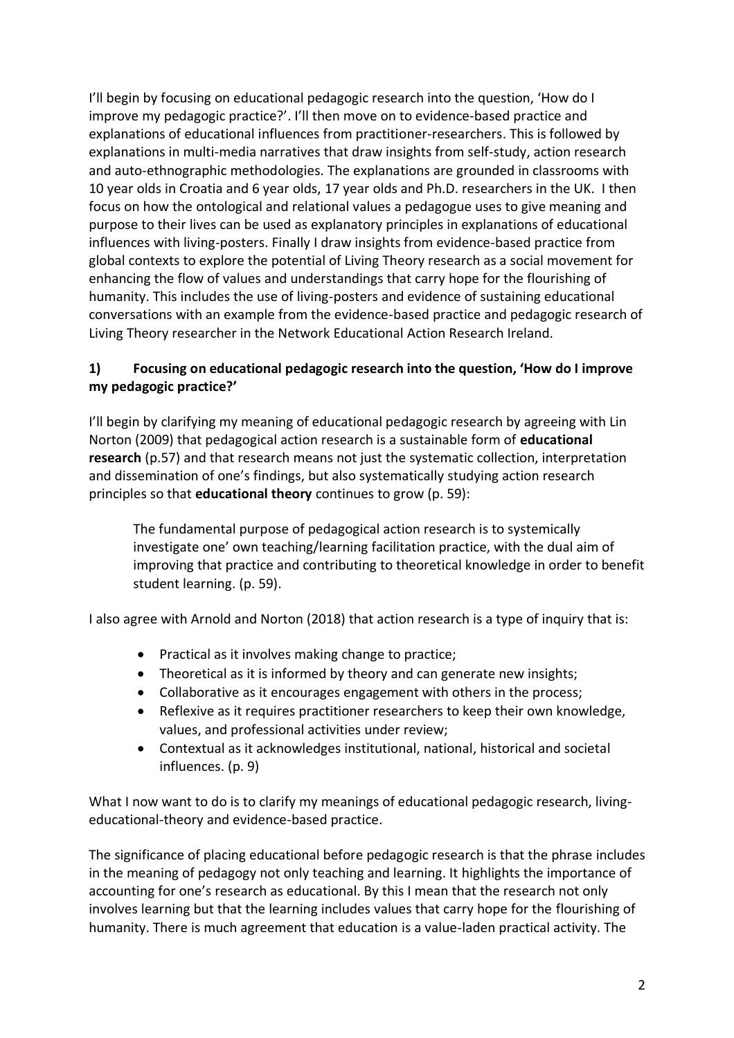I'll begin by focusing on educational pedagogic research into the question, 'How do I improve my pedagogic practice?'. I'll then move on to evidence-based practice and explanations of educational influences from practitioner-researchers. This is followed by explanations in multi-media narratives that draw insights from self-study, action research and auto-ethnographic methodologies. The explanations are grounded in classrooms with 10 year olds in Croatia and 6 year olds, 17 year olds and Ph.D. researchers in the UK. I then focus on how the ontological and relational values a pedagogue uses to give meaning and purpose to their lives can be used as explanatory principles in explanations of educational influences with living-posters. Finally I draw insights from evidence-based practice from global contexts to explore the potential of Living Theory research as a social movement for enhancing the flow of values and understandings that carry hope for the flourishing of humanity. This includes the use of living-posters and evidence of sustaining educational conversations with an example from the evidence-based practice and pedagogic research of Living Theory researcher in the Network Educational Action Research Ireland.

## 1) Focusing on educational pedagogic research into the question, 'How do I improve my pedagogic practice?'

I'll begin by clarifying my meaning of educational pedagogic research by agreeing with Lin Norton (2009) that pedagogical action research is a sustainable form of **educational research** (p.57) and that research means not just the systematic collection, interpretation and dissemination of one's findings, but also systematically studying action research principles so that **educational theory** continues to grow (p. 59):

> The fundamental purpose of pedagogical action research is to systemically investigate one' own teaching/learning facilitation practice, with the dual aim of improving that practice and contributing to theoretical knowledge in order to benefit student learning. (p. 59).

I also agree with Arnold and Norton (2018) that action research is a type of inquiry that is:

- Practical as it involves making change to practice;
- Theoretical as it is informed by theory and can generate new insights;
- Collaborative as it encourages engagement with others in the process;
- Reflexive as it requires practitioner researchers to keep their own knowledge, values, and professional activities under review;
- Contextual as it acknowledges institutional, national, historical and societal influences. (p. 9)

What I now want to do is to clarify my meanings of educational pedagogic research, living-educational-theory and evidence-based practice.

The significance of placing educational before pedagogic research is that the phrase includes in the meaning of pedagogy not only teaching and learning. It highlights the importance of accounting for one's research as educational. By this I mean that the research not only involves learning but that the learning includes values that carry hope for the flourishing of humanity. There is much agreement that education is a value-laden practical activity. The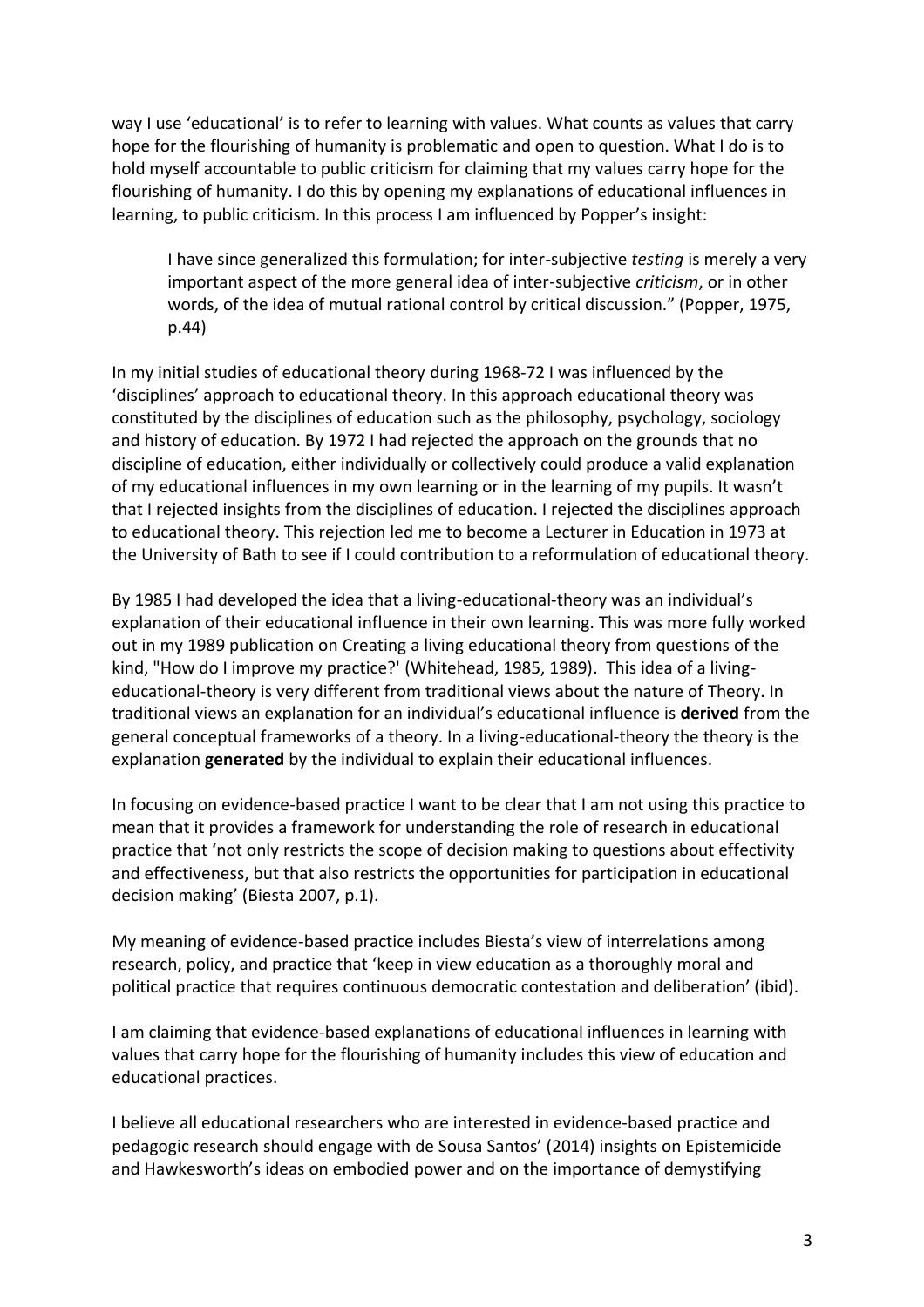way I use 'educational' is to refer to learning with values. What counts as values that carry hope for the flourishing of humanity is problematic and open to question. What I do is to hold myself accountable to public criticism for claiming that my values carry hope for the flourishing of humanity. I do this by opening my explanations of educational influences in learning, to public criticism. In this process I am influenced by Popper's insight:

> I have since generalized this formulation; for inter-subjective *testing* is merely a very important aspect of the more general idea of inter-subjective *criticism*, or in other words, of the idea of mutual rational control by critical discussion." (Popper, 1975, p.44)

In my initial studies of educational theory during 1968-72 I was influenced by the 'disciplines' approach to educational theory. In this approach educational theory was constituted by the disciplines of education such as the philosophy, psychology, sociology and history of education. By 1972 I had rejected the approach on the grounds that no discipline of education, either individually or collectively could produce a valid explanation of my educational influences in my own learning or in the learning of my pupils. It wasn't that I rejected insights from the disciplines of education. I rejected the disciplines approach to educational theory. This rejection led me to become a Lecturer in Education in 1973 at the University of Bath to see if I could contribution to a reformulation of educational theory.

By 1985 I had developed the idea that a living-educational-theory was an individual's explanation of their educational influence in their own learning. This was more fully worked out in my 1989 publication on Creating a living educational theory from questions of the kind, "How do I improve my practice?' (Whitehead, 1985, 1989). This idea of a living-educational-theory is very different from traditional views about the nature of Theory. In traditional views an explanation for an individual's educational influence is **derived** from the general conceptual frameworks of a theory. In a living-educational-theory the theory is the explanation **generated** by the individual to explain their educational influences.

In focusing on evidence-based practice I want to be clear that I am not using this practice to mean that it provides a framework for understanding the role of research in educational practice that 'not only restricts the scope of decision making to questions about effectivity and effectiveness, but that also restricts the opportunities for participation in educational decision making' (Biesta 2007, p.1).

My meaning of evidence-based practice includes Biesta's view of interrelations among research, policy, and practice that 'keep in view education as a thoroughly moral and political practice that requires continuous democratic contestation and deliberation' (ibid).

I am claiming that evidence-based explanations of educational influences in learning with values that carry hope for the flourishing of humanity includes this view of education and educational practices.

I believe all educational researchers who are interested in evidence-based practice and pedagogic research should engage with de Sousa Santos' (2014) insights on Epistemicide and Hawkesworth's ideas on embodied power and on the importance of demystifying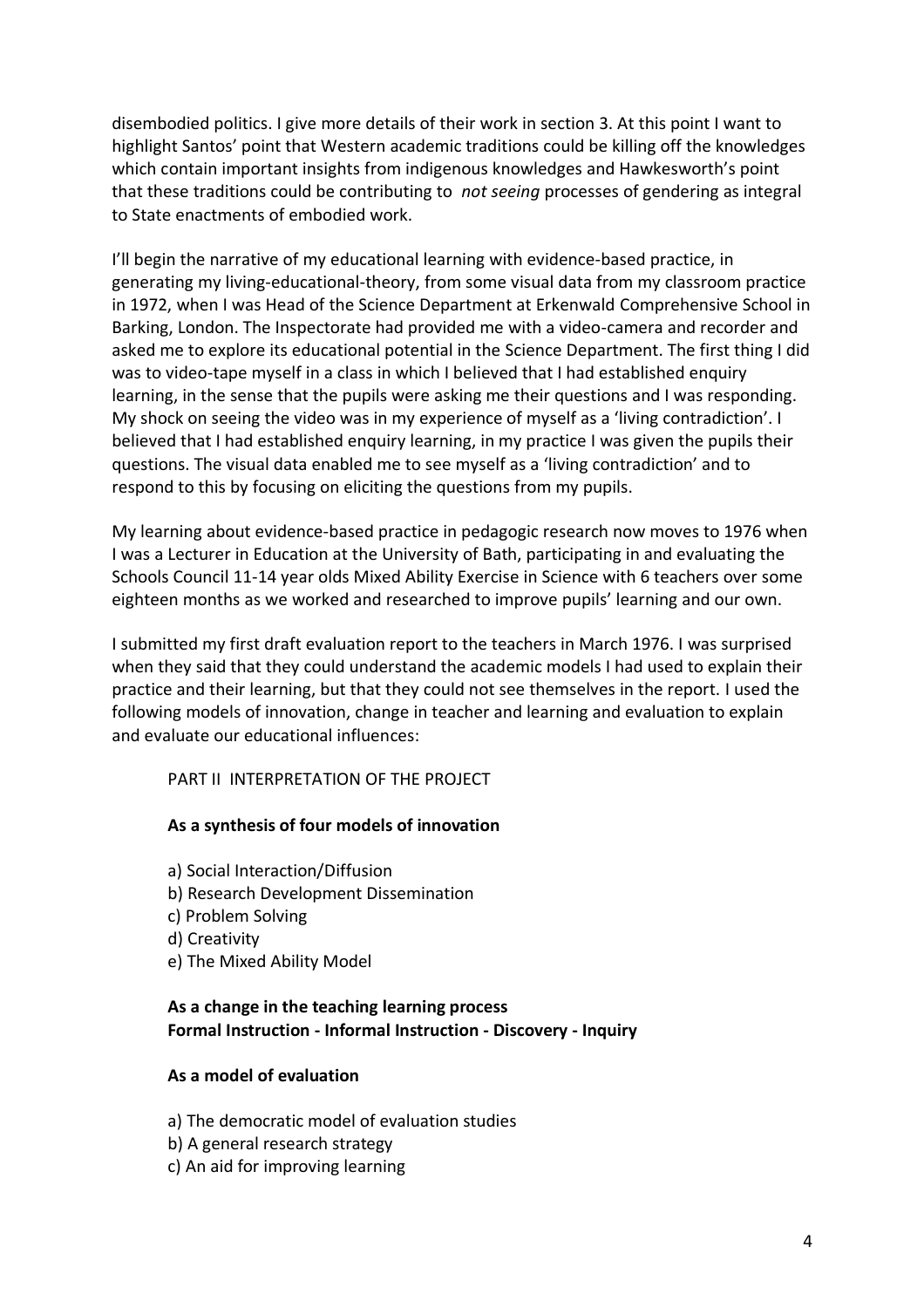disembodied politics. I give more details of their work in section 3. At this point I want to highlight Santos' point that Western academic traditions could be killing off the knowledges which contain important insights from indigenous knowledges and Hawkesworth's point that these traditions could be contributing to *not seeing* processes of gendering as integral to State enactments of embodied work.

I'll begin the narrative of my educational learning with evidence-based practice, in generating my living-educational-theory, from some visual data from my classroom practice in 1972, when I was Head of the Science Department at Erkenwald Comprehensive School in Barking, London. The Inspectorate had provided me with a video-camera and recorder and asked me to explore its educational potential in the Science Department. The first thing I did was to video-tape myself in a class in which I believed that I had established enquiry learning, in the sense that the pupils were asking me their questions and I was responding. My shock on seeing the video was in my experience of myself as a 'living contradiction'. I believed that I had established enquiry learning, in my practice I was given the pupils their questions. The visual data enabled me to see myself as a 'living contradiction' and to respond to this by focusing on eliciting the questions from my pupils.

My learning about evidence-based practice in pedagogic research now moves to 1976 when I was a Lecturer in Education at the University of Bath, participating in and evaluating the Schools Council 11-14 year olds Mixed Ability Exercise in Science with 6 teachers over some eighteen months as we worked and researched to improve pupils' learning and our own.

I submitted my first draft evaluation report to the teachers in March 1976. I was surprised when they said that they could understand the academic models I had used to explain their practice and their learning, but that they could not see themselves in the report. I used the following models of innovation, change in teacher and learning and evaluation to explain and evaluate our educational influences:

PART II INTERPRETATION OF THE PROJECT

**As a synthesis of four models of innovation**

a) Social Interaction/Diffusion
b) Research Development Dissemination
c) Problem Solving
d) Creativity
e) The Mixed Ability Model

**As a change in the teaching learning process**
**Formal Instruction - Informal Instruction - Discovery - Inquiry**

**As a model of evaluation**

a) The democratic model of evaluation studies
b) A general research strategy
c) An aid for improving learning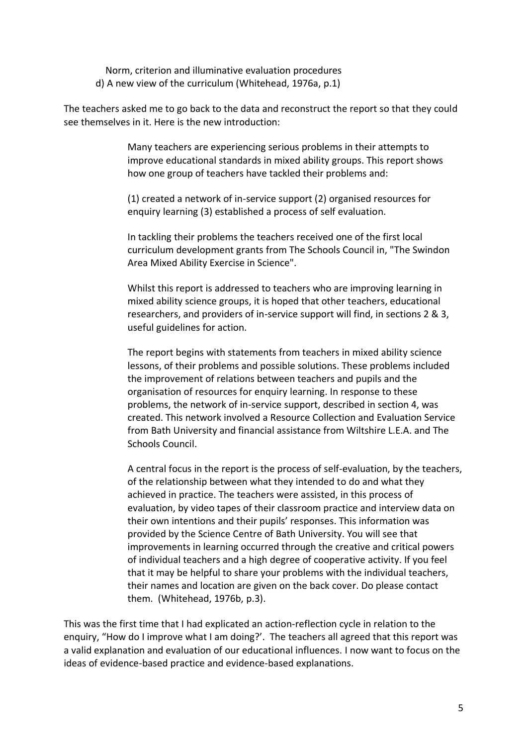Norm, criterion and illuminative evaluation procedures
d) A new view of the curriculum (Whitehead, 1976a, p.1)

The teachers asked me to go back to the data and reconstruct the report so that they could see themselves in it. Here is the new introduction:

> Many teachers are experiencing serious problems in their attempts to improve educational standards in mixed ability groups. This report shows how one group of teachers have tackled their problems and:
>
> (1) created a network of in-service support (2) organised resources for enquiry learning (3) established a process of self evaluation.
>
> In tackling their problems the teachers received one of the first local curriculum development grants from The Schools Council in, "The Swindon Area Mixed Ability Exercise in Science".
>
> Whilst this report is addressed to teachers who are improving learning in mixed ability science groups, it is hoped that other teachers, educational researchers, and providers of in-service support will find, in sections 2 & 3, useful guidelines for action.
>
> The report begins with statements from teachers in mixed ability science lessons, of their problems and possible solutions. These problems included the improvement of relations between teachers and pupils and the organisation of resources for enquiry learning. In response to these problems, the network of in-service support, described in section 4, was created. This network involved a Resource Collection and Evaluation Service from Bath University and financial assistance from Wiltshire L.E.A. and The Schools Council.
>
> A central focus in the report is the process of self-evaluation, by the teachers, of the relationship between what they intended to do and what they achieved in practice. The teachers were assisted, in this process of evaluation, by video tapes of their classroom practice and interview data on their own intentions and their pupils' responses. This information was provided by the Science Centre of Bath University. You will see that improvements in learning occurred through the creative and critical powers of individual teachers and a high degree of cooperative activity. If you feel that it may be helpful to share your problems with the individual teachers, their names and location are given on the back cover. Do please contact them. (Whitehead, 1976b, p.3).

This was the first time that I had explicated an action-reflection cycle in relation to the enquiry, "How do I improve what I am doing?'. The teachers all agreed that this report was a valid explanation and evaluation of our educational influences. I now want to focus on the ideas of evidence-based practice and evidence-based explanations.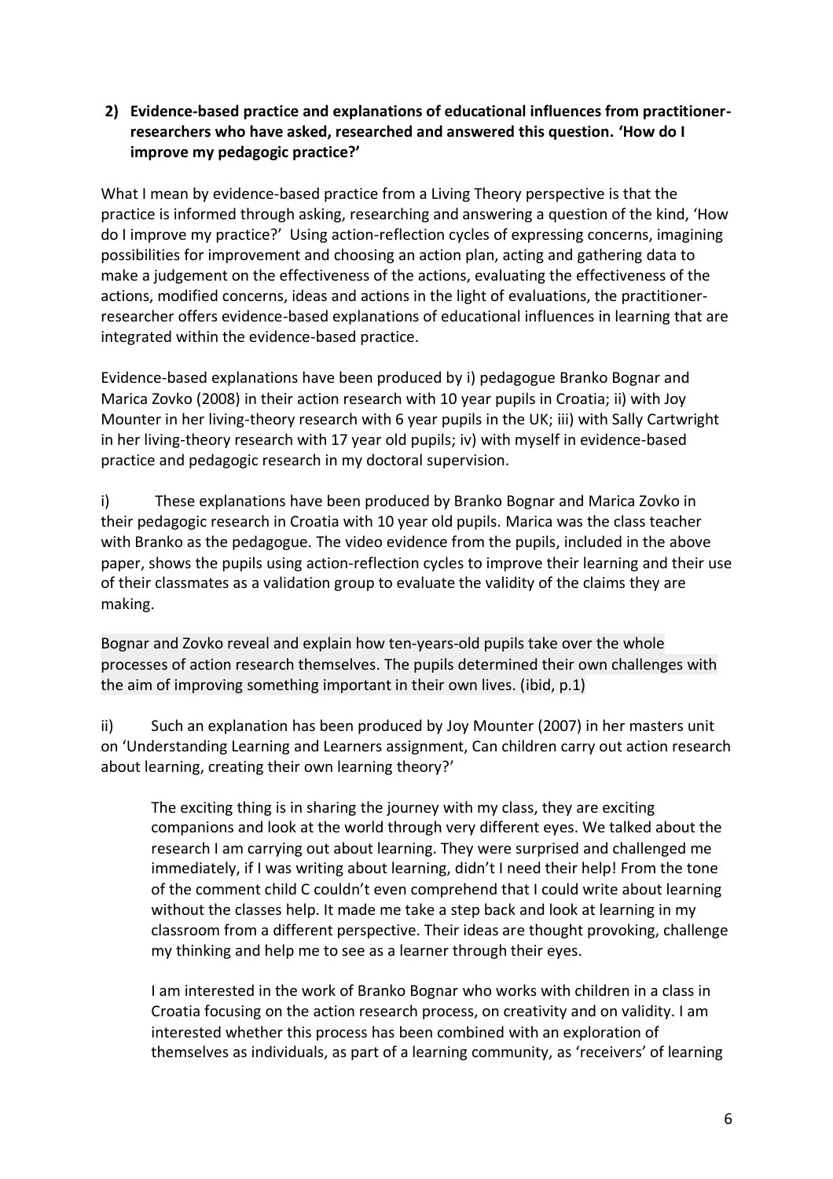**2) Evidence-based practice and explanations of educational influences from practitioner-researchers who have asked, researched and answered this question. 'How do I improve my pedagogic practice?'**

What I mean by evidence-based practice from a Living Theory perspective is that the practice is informed through asking, researching and answering a question of the kind, 'How do I improve my practice?' Using action-reflection cycles of expressing concerns, imagining possibilities for improvement and choosing an action plan, acting and gathering data to make a judgement on the effectiveness of the actions, evaluating the effectiveness of the actions, modified concerns, ideas and actions in the light of evaluations, the practitioner-researcher offers evidence-based explanations of educational influences in learning that are integrated within the evidence-based practice.

Evidence-based explanations have been produced by i) pedagogue Branko Bognar and Marica Zovko (2008) in their action research with 10 year pupils in Croatia; ii) with Joy Mounter in her living-theory research with 6 year pupils in the UK; iii) with Sally Cartwright in her living-theory research with 17 year old pupils; iv) with myself in evidence-based practice and pedagogic research in my doctoral supervision.

i) These explanations have been produced by Branko Bognar and Marica Zovko in their pedagogic research in Croatia with 10 year old pupils. Marica was the class teacher with Branko as the pedagogue. The video evidence from the pupils, included in the above paper, shows the pupils using action-reflection cycles to improve their learning and their use of their classmates as a validation group to evaluate the validity of the claims they are making.

Bognar and Zovko reveal and explain how ten-years-old pupils take over the whole processes of action research themselves. The pupils determined their own challenges with the aim of improving something important in their own lives. (ibid, p.1)

ii) Such an explanation has been produced by Joy Mounter (2007) in her masters unit on 'Understanding Learning and Learners assignment, Can children carry out action research about learning, creating their own learning theory?'

> The exciting thing is in sharing the journey with my class, they are exciting companions and look at the world through very different eyes. We talked about the research I am carrying out about learning. They were surprised and challenged me immediately, if I was writing about learning, didn't I need their help! From the tone of the comment child C couldn't even comprehend that I could write about learning without the classes help. It made me take a step back and look at learning in my classroom from a different perspective. Their ideas are thought provoking, challenge my thinking and help me to see as a learner through their eyes.
>
> I am interested in the work of Branko Bognar who works with children in a class in Croatia focusing on the action research process, on creativity and on validity. I am interested whether this process has been combined with an exploration of themselves as individuals, as part of a learning community, as 'receivers' of learning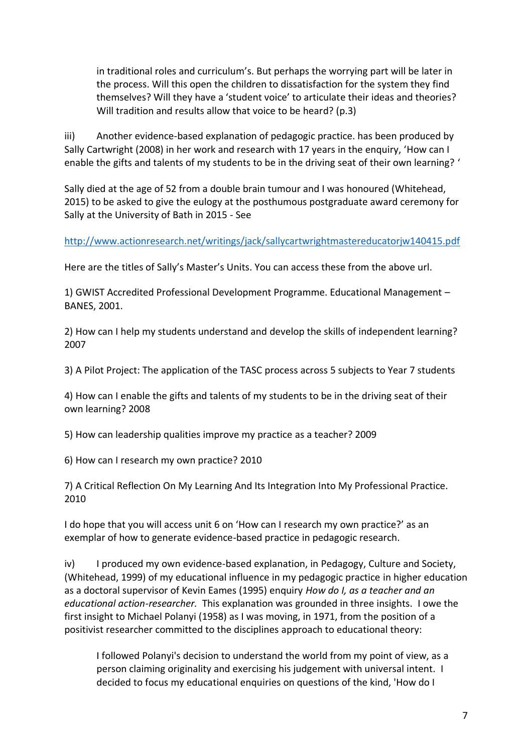> in traditional roles and curriculum's. But perhaps the worrying part will be later in the process. Will this open the children to dissatisfaction for the system they find themselves? Will they have a 'student voice' to articulate their ideas and theories? Will tradition and results allow that voice to be heard? (p.3)

iii) Another evidence-based explanation of pedagogic practice. has been produced by Sally Cartwright (2008) in her work and research with 17 years in the enquiry, 'How can I enable the gifts and talents of my students to be in the driving seat of their own learning? '

Sally died at the age of 52 from a double brain tumour and I was honoured (Whitehead, 2015) to be asked to give the eulogy at the posthumous postgraduate award ceremony for Sally at the University of Bath in 2015 - See

http://www.actionresearch.net/writings/jack/sallycartwrightmastereducatorjw140415.pdf

Here are the titles of Sally's Master's Units. You can access these from the above url.

1) GWIST Accredited Professional Development Programme. Educational Management – BANES, 2001.

2) How can I help my students understand and develop the skills of independent learning? 2007

3) A Pilot Project: The application of the TASC process across 5 subjects to Year 7 students

4) How can I enable the gifts and talents of my students to be in the driving seat of their own learning? 2008

5) How can leadership qualities improve my practice as a teacher? 2009

6) How can I research my own practice? 2010

7) A Critical Reflection On My Learning And Its Integration Into My Professional Practice. 2010

I do hope that you will access unit 6 on 'How can I research my own practice?' as an exemplar of how to generate evidence-based practice in pedagogic research.

iv) I produced my own evidence-based explanation, in Pedagogy, Culture and Society, (Whitehead, 1999) of my educational influence in my pedagogic practice in higher education as a doctoral supervisor of Kevin Eames (1995) enquiry *How do I, as a teacher and an educational action-researcher.* This explanation was grounded in three insights. I owe the first insight to Michael Polanyi (1958) as I was moving, in 1971, from the position of a positivist researcher committed to the disciplines approach to educational theory:

> I followed Polanyi's decision to understand the world from my point of view, as a person claiming originality and exercising his judgement with universal intent. I decided to focus my educational enquiries on questions of the kind, 'How do I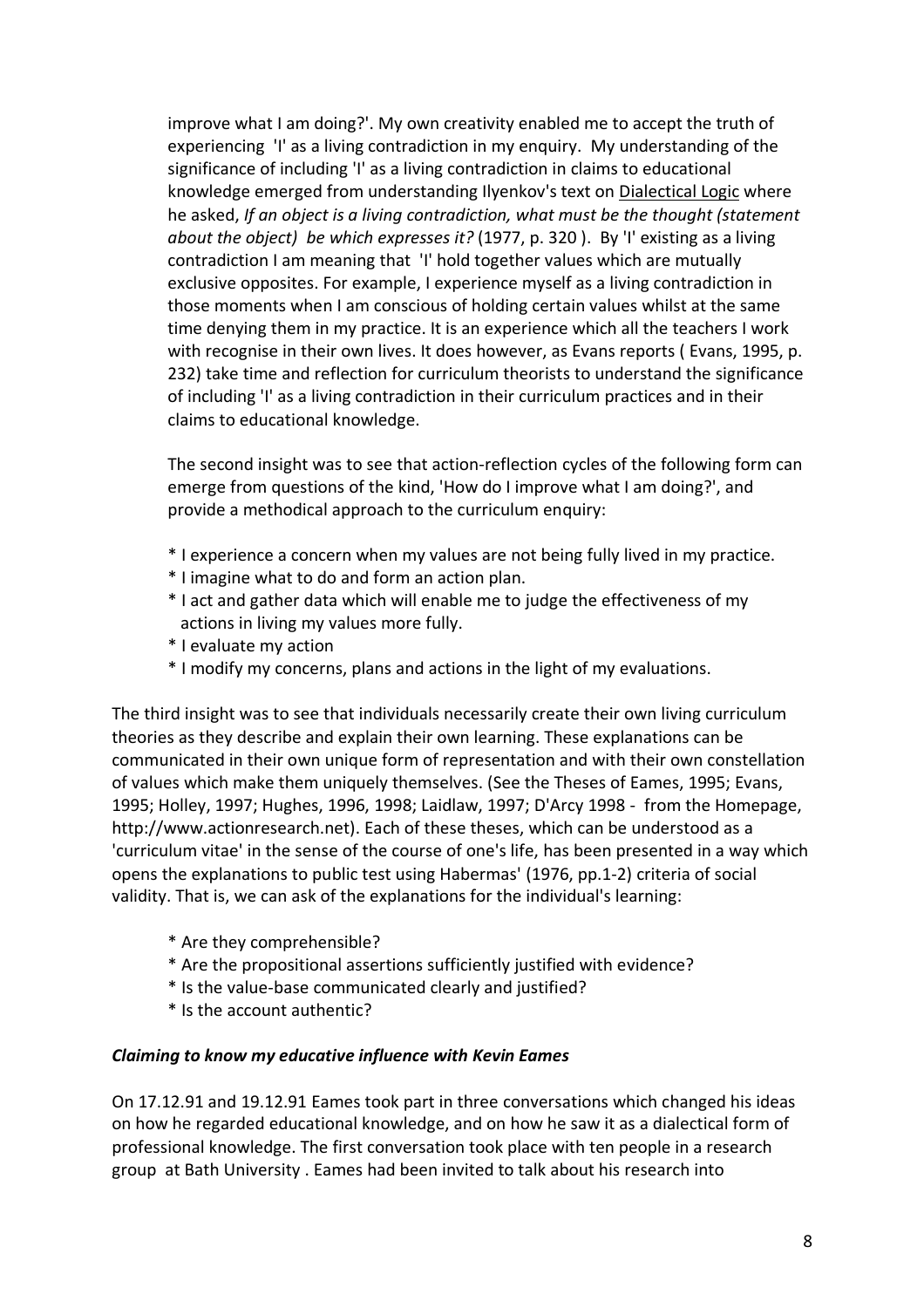improve what I am doing?'. My own creativity enabled me to accept the truth of experiencing 'I' as a living contradiction in my enquiry. My understanding of the significance of including 'I' as a living contradiction in claims to educational knowledge emerged from understanding Ilyenkov's text on Dialectical Logic where he asked, *If an object is a living contradiction, what must be the thought (statement about the object) be which expresses it?* (1977, p. 320 ). By 'I' existing as a living contradiction I am meaning that 'I' hold together values which are mutually exclusive opposites. For example, I experience myself as a living contradiction in those moments when I am conscious of holding certain values whilst at the same time denying them in my practice. It is an experience which all the teachers I work with recognise in their own lives. It does however, as Evans reports ( Evans, 1995, p. 232) take time and reflection for curriculum theorists to understand the significance of including 'I' as a living contradiction in their curriculum practices and in their claims to educational knowledge.

The second insight was to see that action-reflection cycles of the following form can emerge from questions of the kind, 'How do I improve what I am doing?', and provide a methodical approach to the curriculum enquiry:

* I experience a concern when my values are not being fully lived in my practice.
* I imagine what to do and form an action plan.
* I act and gather data which will enable me to judge the effectiveness of my actions in living my values more fully.
* I evaluate my action
* I modify my concerns, plans and actions in the light of my evaluations.

The third insight was to see that individuals necessarily create their own living curriculum theories as they describe and explain their own learning. These explanations can be communicated in their own unique form of representation and with their own constellation of values which make them uniquely themselves. (See the Theses of Eames, 1995; Evans, 1995; Holley, 1997; Hughes, 1996, 1998; Laidlaw, 1997; D'Arcy 1998 - from the Homepage, http://www.actionresearch.net). Each of these theses, which can be understood as a 'curriculum vitae' in the sense of the course of one's life, has been presented in a way which opens the explanations to public test using Habermas' (1976, pp.1-2) criteria of social validity. That is, we can ask of the explanations for the individual's learning:

* Are they comprehensible?
* Are the propositional assertions sufficiently justified with evidence?
* Is the value-base communicated clearly and justified?
* Is the account authentic?

### *Claiming to know my educative influence with Kevin Eames*

On 17.12.91 and 19.12.91 Eames took part in three conversations which changed his ideas on how he regarded educational knowledge, and on how he saw it as a dialectical form of professional knowledge. The first conversation took place with ten people in a research group at Bath University . Eames had been invited to talk about his research into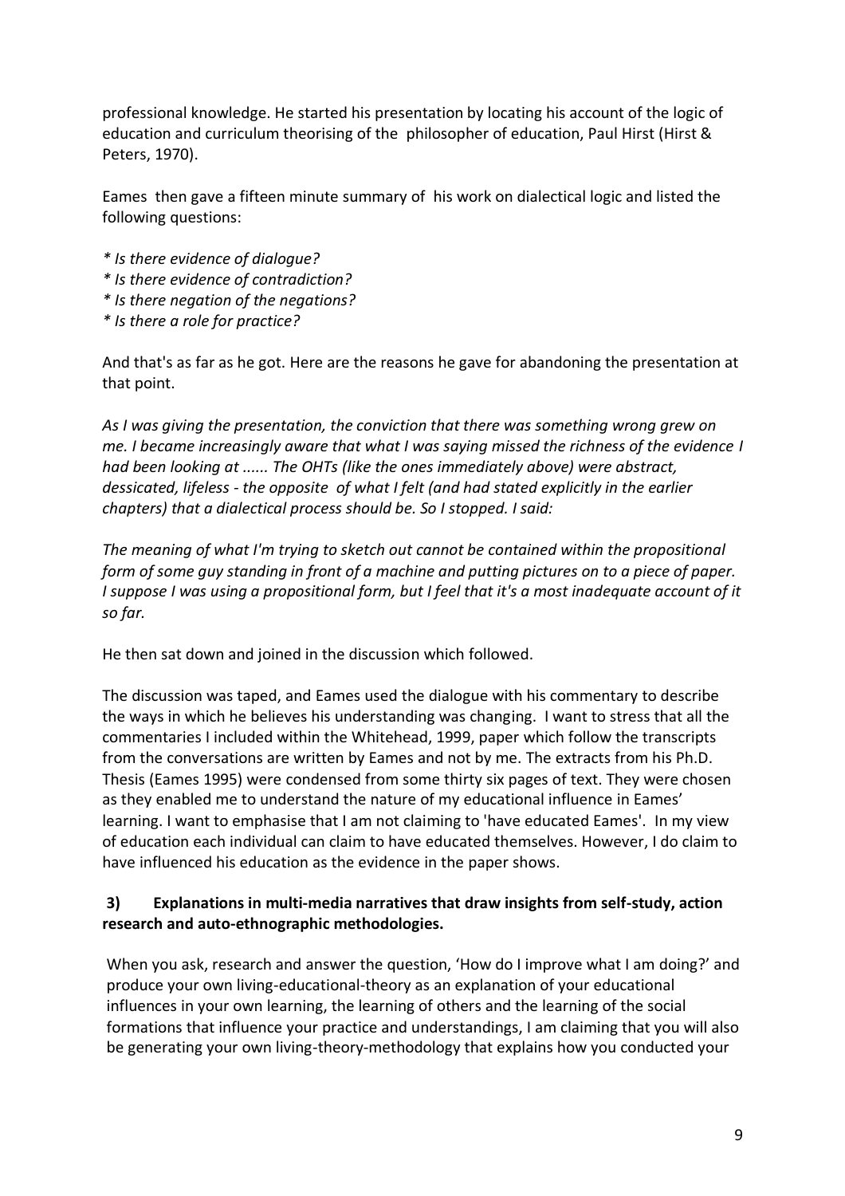professional knowledge. He started his presentation by locating his account of the logic of education and curriculum theorising of the philosopher of education, Paul Hirst (Hirst & Peters, 1970).

Eames then gave a fifteen minute summary of his work on dialectical logic and listed the following questions:

*\* Is there evidence of dialogue?*
*\* Is there evidence of contradiction?*
*\* Is there negation of the negations?*
*\* Is there a role for practice?*

And that's as far as he got. Here are the reasons he gave for abandoning the presentation at that point.

*As I was giving the presentation, the conviction that there was something wrong grew on me. I became increasingly aware that what I was saying missed the richness of the evidence I had been looking at ...... The OHTs (like the ones immediately above) were abstract, dessicated, lifeless - the opposite of what I felt (and had stated explicitly in the earlier chapters) that a dialectical process should be. So I stopped. I said:*

*The meaning of what I'm trying to sketch out cannot be contained within the propositional form of some guy standing in front of a machine and putting pictures on to a piece of paper. I suppose I was using a propositional form, but I feel that it's a most inadequate account of it so far.*

He then sat down and joined in the discussion which followed.

The discussion was taped, and Eames used the dialogue with his commentary to describe the ways in which he believes his understanding was changing. I want to stress that all the commentaries I included within the Whitehead, 1999, paper which follow the transcripts from the conversations are written by Eames and not by me. The extracts from his Ph.D. Thesis (Eames 1995) were condensed from some thirty six pages of text. They were chosen as they enabled me to understand the nature of my educational influence in Eames' learning. I want to emphasise that I am not claiming to 'have educated Eames'. In my view of education each individual can claim to have educated themselves. However, I do claim to have influenced his education as the evidence in the paper shows.

### 3) Explanations in multi-media narratives that draw insights from self-study, action research and auto-ethnographic methodologies.

When you ask, research and answer the question, 'How do I improve what I am doing?' and produce your own living-educational-theory as an explanation of your educational influences in your own learning, the learning of others and the learning of the social formations that influence your practice and understandings, I am claiming that you will also be generating your own living-theory-methodology that explains how you conducted your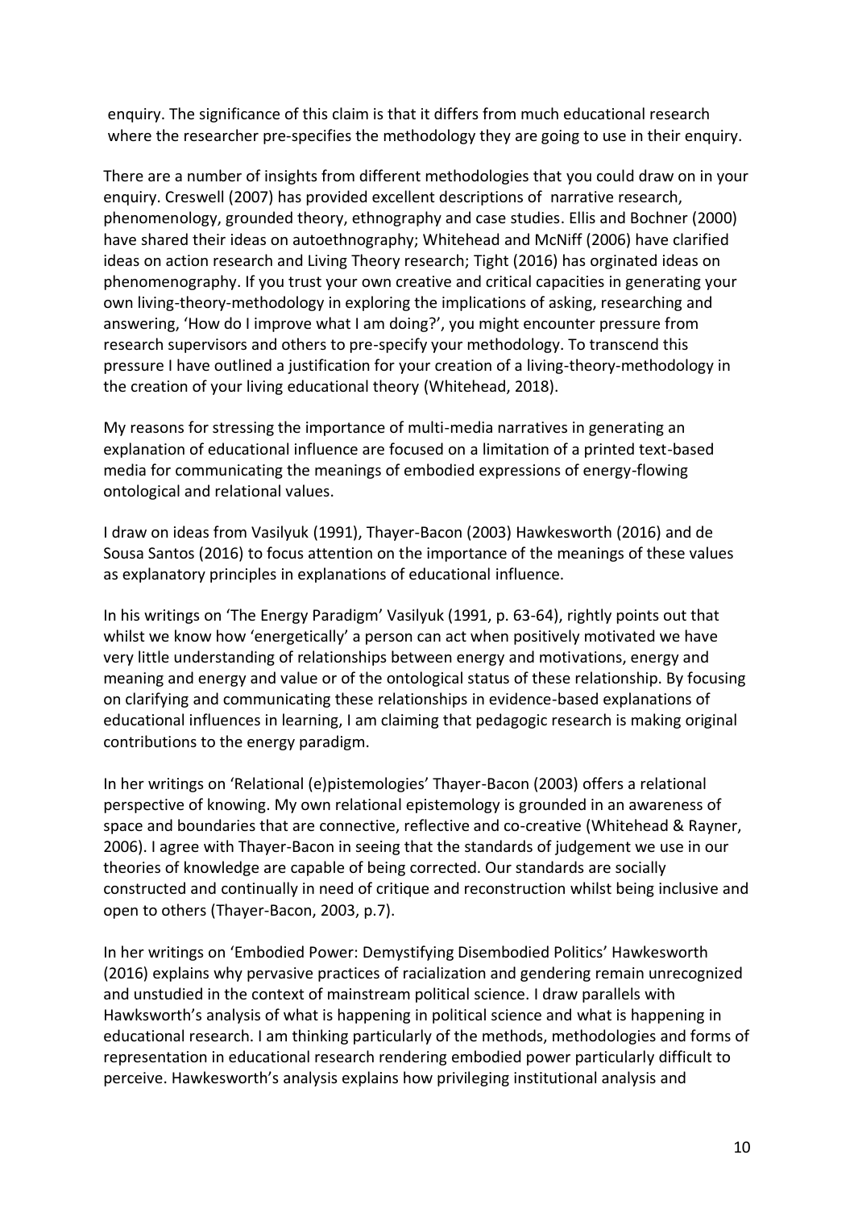enquiry. The significance of this claim is that it differs from much educational research where the researcher pre-specifies the methodology they are going to use in their enquiry.

There are a number of insights from different methodologies that you could draw on in your enquiry. Creswell (2007) has provided excellent descriptions of narrative research, phenomenology, grounded theory, ethnography and case studies. Ellis and Bochner (2000) have shared their ideas on autoethnography; Whitehead and McNiff (2006) have clarified ideas on action research and Living Theory research; Tight (2016) has orginated ideas on phenomenography. If you trust your own creative and critical capacities in generating your own living-theory-methodology in exploring the implications of asking, researching and answering, 'How do I improve what I am doing?', you might encounter pressure from research supervisors and others to pre-specify your methodology. To transcend this pressure I have outlined a justification for your creation of a living-theory-methodology in the creation of your living educational theory (Whitehead, 2018).

My reasons for stressing the importance of multi-media narratives in generating an explanation of educational influence are focused on a limitation of a printed text-based media for communicating the meanings of embodied expressions of energy-flowing ontological and relational values.

I draw on ideas from Vasilyuk (1991), Thayer-Bacon (2003) Hawkesworth (2016) and de Sousa Santos (2016) to focus attention on the importance of the meanings of these values as explanatory principles in explanations of educational influence.

In his writings on 'The Energy Paradigm' Vasilyuk (1991, p. 63-64), rightly points out that whilst we know how 'energetically' a person can act when positively motivated we have very little understanding of relationships between energy and motivations, energy and meaning and energy and value or of the ontological status of these relationship. By focusing on clarifying and communicating these relationships in evidence-based explanations of educational influences in learning, I am claiming that pedagogic research is making original contributions to the energy paradigm.

In her writings on 'Relational (e)pistemologies' Thayer-Bacon (2003) offers a relational perspective of knowing. My own relational epistemology is grounded in an awareness of space and boundaries that are connective, reflective and co-creative (Whitehead & Rayner, 2006). I agree with Thayer-Bacon in seeing that the standards of judgement we use in our theories of knowledge are capable of being corrected. Our standards are socially constructed and continually in need of critique and reconstruction whilst being inclusive and open to others (Thayer-Bacon, 2003, p.7).

In her writings on 'Embodied Power: Demystifying Disembodied Politics' Hawkesworth (2016) explains why pervasive practices of racialization and gendering remain unrecognized and unstudied in the context of mainstream political science. I draw parallels with Hawksworth's analysis of what is happening in political science and what is happening in educational research. I am thinking particularly of the methods, methodologies and forms of representation in educational research rendering embodied power particularly difficult to perceive. Hawkesworth's analysis explains how privileging institutional analysis and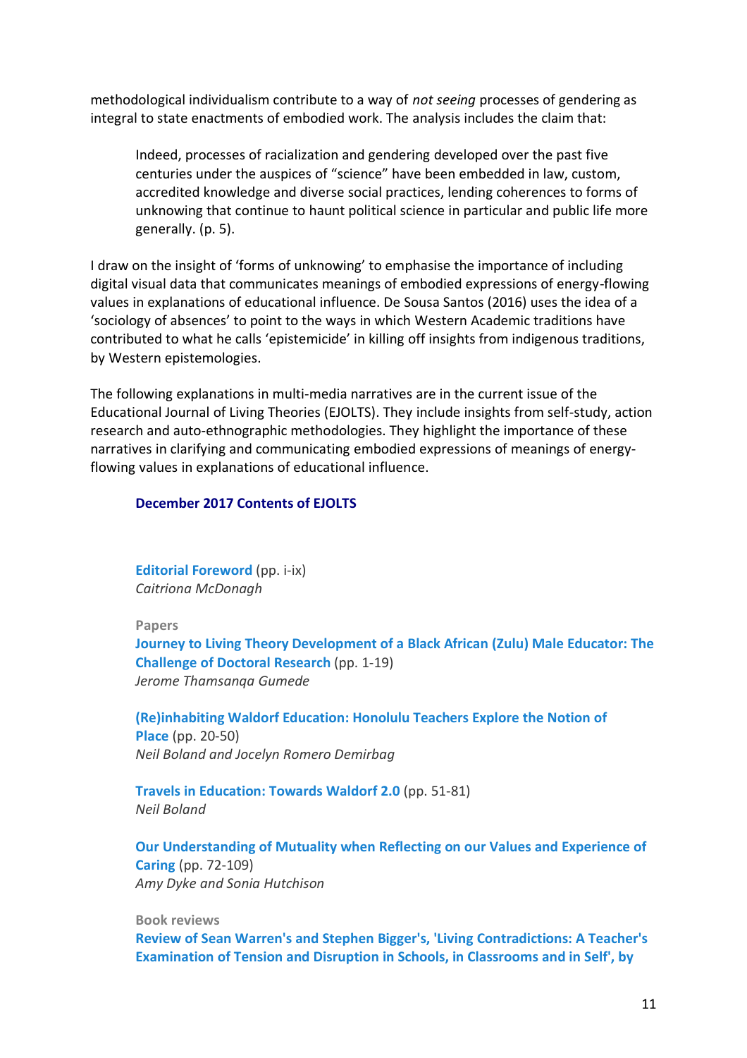methodological individualism contribute to a way of *not seeing* processes of gendering as integral to state enactments of embodied work. The analysis includes the claim that:

> Indeed, processes of racialization and gendering developed over the past five centuries under the auspices of "science" have been embedded in law, custom, accredited knowledge and diverse social practices, lending coherences to forms of unknowing that continue to haunt political science in particular and public life more generally. (p. 5).

I draw on the insight of 'forms of unknowing' to emphasise the importance of including digital visual data that communicates meanings of embodied expressions of energy-flowing values in explanations of educational influence. De Sousa Santos (2016) uses the idea of a 'sociology of absences' to point to the ways in which Western Academic traditions have contributed to what he calls 'epistemicide' in killing off insights from indigenous traditions, by Western epistemologies.

The following explanations in multi-media narratives are in the current issue of the Educational Journal of Living Theories (EJOLTS). They include insights from self-study, action research and auto-ethnographic methodologies. They highlight the importance of these narratives in clarifying and communicating embodied expressions of meanings of energy-flowing values in explanations of educational influence.

**December 2017 Contents of EJOLTS**

**Editorial Foreword** (pp. i-ix)
*Caitriona McDonagh*

**Papers**

**Journey to Living Theory Development of a Black African (Zulu) Male Educator: The Challenge of Doctoral Research** (pp. 1-19)
*Jerome Thamsanqa Gumede*

**(Re)inhabiting Waldorf Education: Honolulu Teachers Explore the Notion of Place** (pp. 20-50)
*Neil Boland and Jocelyn Romero Demirbag*

**Travels in Education: Towards Waldorf 2.0** (pp. 51-81)
*Neil Boland*

**Our Understanding of Mutuality when Reflecting on our Values and Experience of Caring** (pp. 72-109)
*Amy Dyke and Sonia Hutchison*

**Book reviews**

**Review of Sean Warren's and Stephen Bigger's, 'Living Contradictions: A Teacher's Examination of Tension and Disruption in Schools, in Classrooms and in Self', by**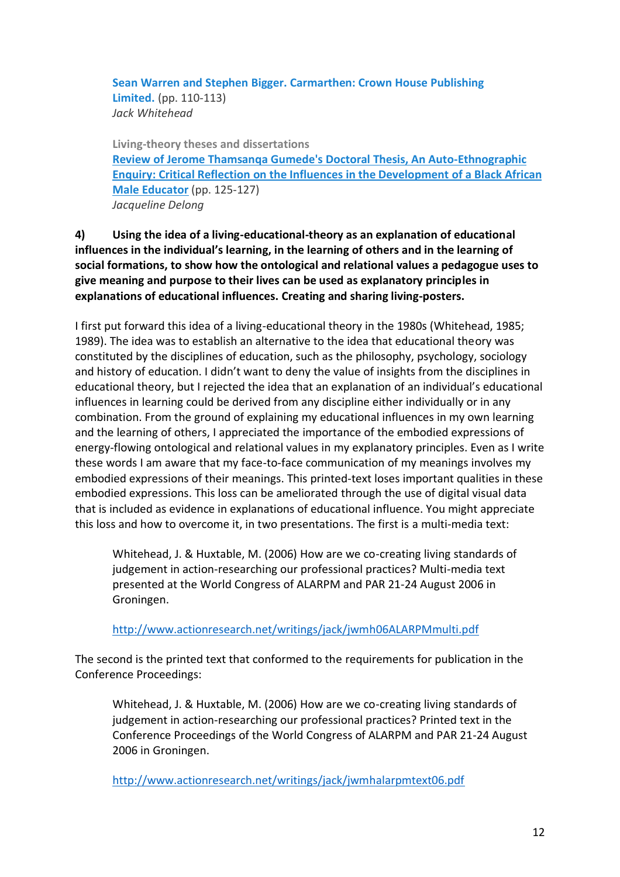**Sean Warren and Stephen Bigger. Carmarthen: Crown House Publishing Limited.** (pp. 110-113)
*Jack Whitehead*

**Living-theory theses and dissertations**
**Review of Jerome Thamsanqa Gumede's Doctoral Thesis, An Auto-Ethnographic Enquiry: Critical Reflection on the Influences in the Development of a Black African Male Educator** (pp. 125-127)
*Jacqueline Delong*

**4) Using the idea of a living-educational-theory as an explanation of educational influences in the individual's learning, in the learning of others and in the learning of social formations, to show how the ontological and relational values a pedagogue uses to give meaning and purpose to their lives can be used as explanatory principles in explanations of educational influences. Creating and sharing living-posters.**

I first put forward this idea of a living-educational theory in the 1980s (Whitehead, 1985; 1989). The idea was to establish an alternative to the idea that educational theory was constituted by the disciplines of education, such as the philosophy, psychology, sociology and history of education. I didn't want to deny the value of insights from the disciplines in educational theory, but I rejected the idea that an explanation of an individual's educational influences in learning could be derived from any discipline either individually or in any combination. From the ground of explaining my educational influences in my own learning and the learning of others, I appreciated the importance of the embodied expressions of energy-flowing ontological and relational values in my explanatory principles. Even as I write these words I am aware that my face-to-face communication of my meanings involves my embodied expressions of their meanings. This printed-text loses important qualities in these embodied expressions. This loss can be ameliorated through the use of digital visual data that is included as evidence in explanations of educational influence. You might appreciate this loss and how to overcome it, in two presentations. The first is a multi-media text:

> Whitehead, J. & Huxtable, M. (2006) How are we co-creating living standards of judgement in action-researching our professional practices? Multi-media text presented at the World Congress of ALARPM and PAR 21-24 August 2006 in Groningen.
>
> http://www.actionresearch.net/writings/jack/jwmh06ALARPMmulti.pdf

The second is the printed text that conformed to the requirements for publication in the Conference Proceedings:

> Whitehead, J. & Huxtable, M. (2006) How are we co-creating living standards of judgement in action-researching our professional practices? Printed text in the Conference Proceedings of the World Congress of ALARPM and PAR 21-24 August 2006 in Groningen.
>
> http://www.actionresearch.net/writings/jack/jwmhalarpmtext06.pdf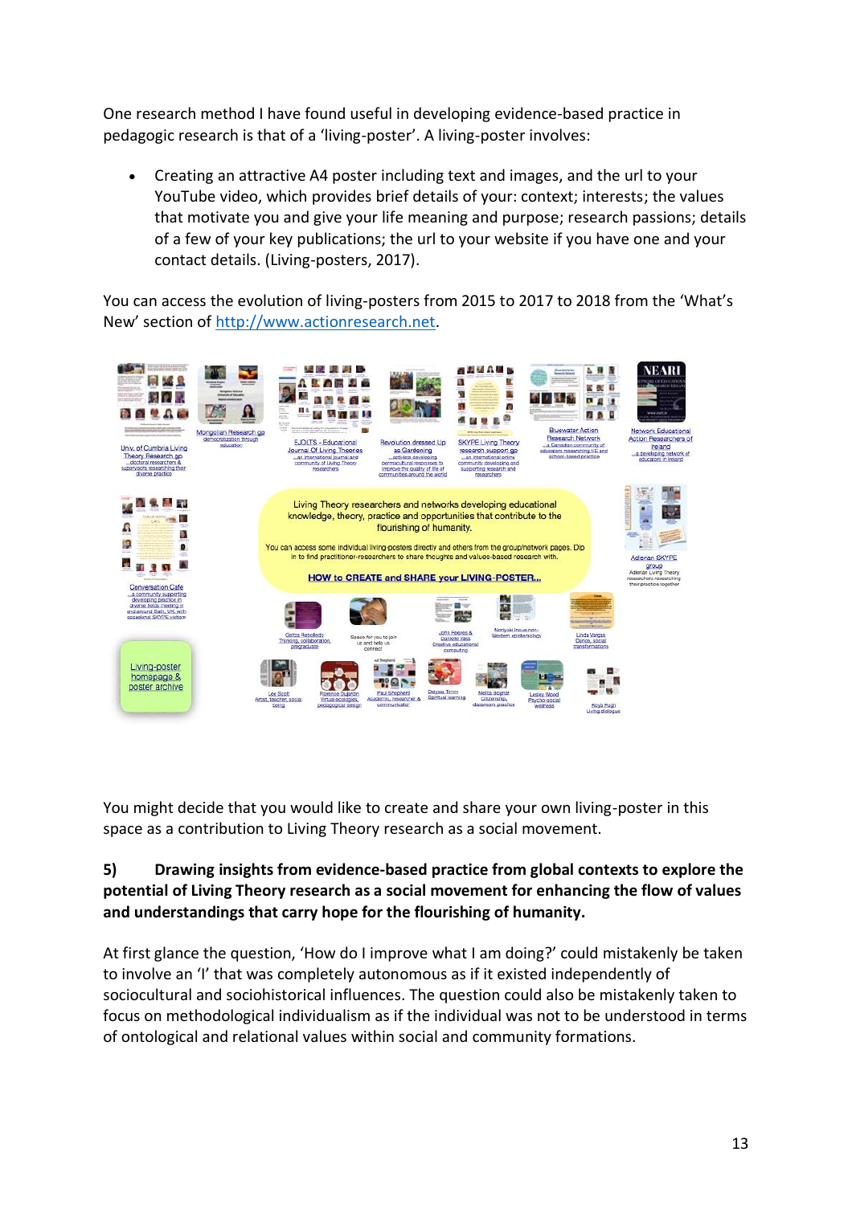One research method I have found useful in developing evidence-based practice in pedagogic research is that of a 'living-poster'. A living-poster involves:

- Creating an attractive A4 poster including text and images, and the url to your YouTube video, which provides brief details of your: context; interests; the values that motivate you and give your life meaning and purpose; research passions; details of a few of your key publications; the url to your website if you have one and your contact details. (Living-posters, 2017).

You can access the evolution of living-posters from 2015 to 2017 to 2018 from the 'What's New' section of http://www.actionresearch.net.

You might decide that you would like to create and share your own living-poster in this space as a contribution to Living Theory research as a social movement.

**5) Drawing insights from evidence-based practice from global contexts to explore the potential of Living Theory research as a social movement for enhancing the flow of values and understandings that carry hope for the flourishing of humanity.**

At first glance the question, 'How do I improve what I am doing?' could mistakenly be taken to involve an 'I' that was completely autonomous as if it existed independently of sociocultural and sociohistorical influences. The question could also be mistakenly taken to focus on methodological individualism as if the individual was not to be understood in terms of ontological and relational values within social and community formations.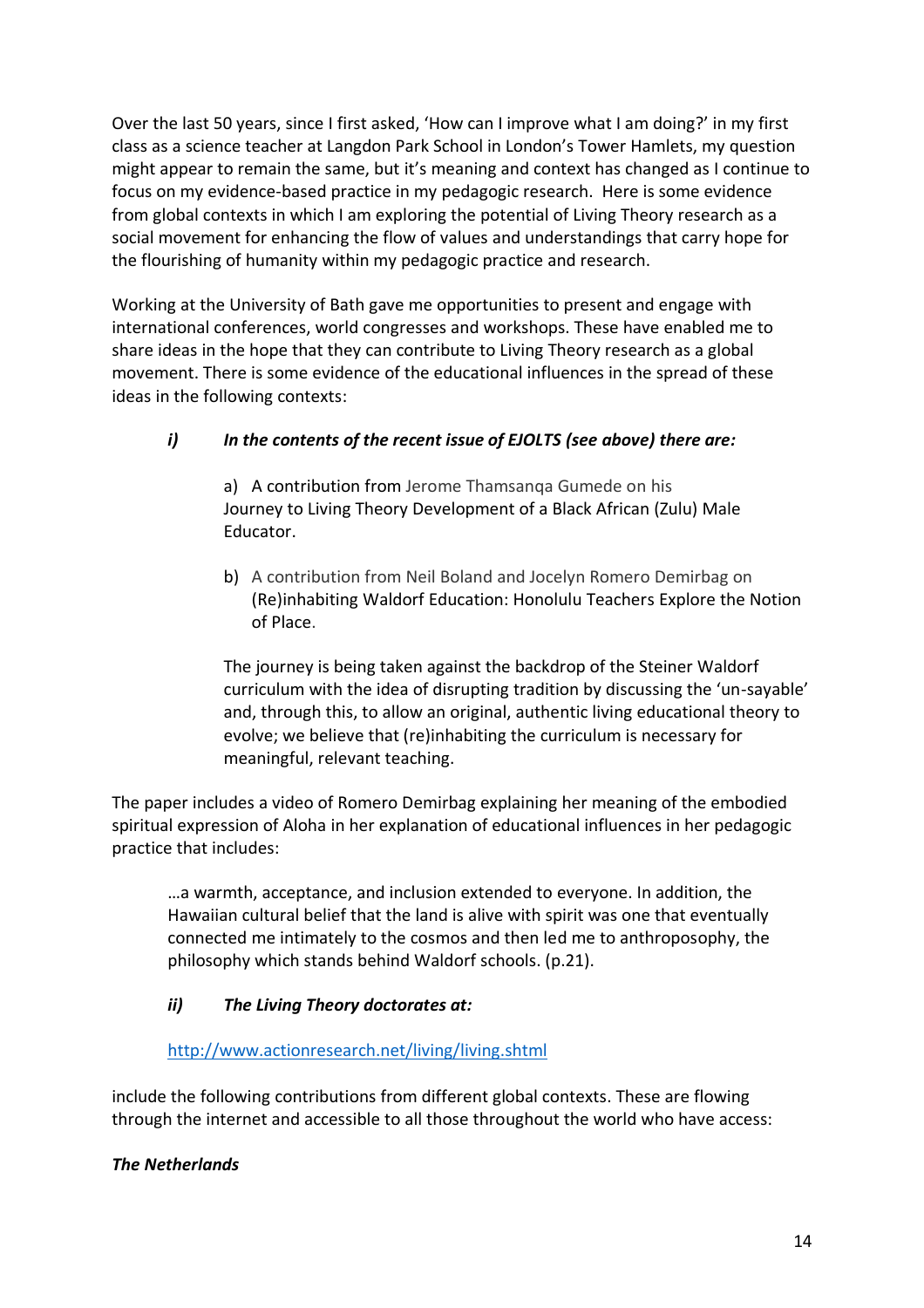Over the last 50 years, since I first asked, 'How can I improve what I am doing?' in my first class as a science teacher at Langdon Park School in London's Tower Hamlets, my question might appear to remain the same, but it's meaning and context has changed as I continue to focus on my evidence-based practice in my pedagogic research. Here is some evidence from global contexts in which I am exploring the potential of Living Theory research as a social movement for enhancing the flow of values and understandings that carry hope for the flourishing of humanity within my pedagogic practice and research.

Working at the University of Bath gave me opportunities to present and engage with international conferences, world congresses and workshops. These have enabled me to share ideas in the hope that they can contribute to Living Theory research as a global movement. There is some evidence of the educational influences in the spread of these ideas in the following contexts:

***i) In the contents of the recent issue of EJOLTS (see above) there are:***

a) A contribution from Jerome Thamsanqa Gumede on his Journey to Living Theory Development of a Black African (Zulu) Male Educator.

b) A contribution from Neil Boland and Jocelyn Romero Demirbag on (Re)inhabiting Waldorf Education: Honolulu Teachers Explore the Notion of Place.

The journey is being taken against the backdrop of the Steiner Waldorf curriculum with the idea of disrupting tradition by discussing the 'un-sayable' and, through this, to allow an original, authentic living educational theory to evolve; we believe that (re)inhabiting the curriculum is necessary for meaningful, relevant teaching.

The paper includes a video of Romero Demirbag explaining her meaning of the embodied spiritual expression of Aloha in her explanation of educational influences in her pedagogic practice that includes:

> …a warmth, acceptance, and inclusion extended to everyone. In addition, the Hawaiian cultural belief that the land is alive with spirit was one that eventually connected me intimately to the cosmos and then led me to anthroposophy, the philosophy which stands behind Waldorf schools. (p.21).

***ii) The Living Theory doctorates at:***

http://www.actionresearch.net/living/living.shtml

include the following contributions from different global contexts. These are flowing through the internet and accessible to all those throughout the world who have access:

***The Netherlands***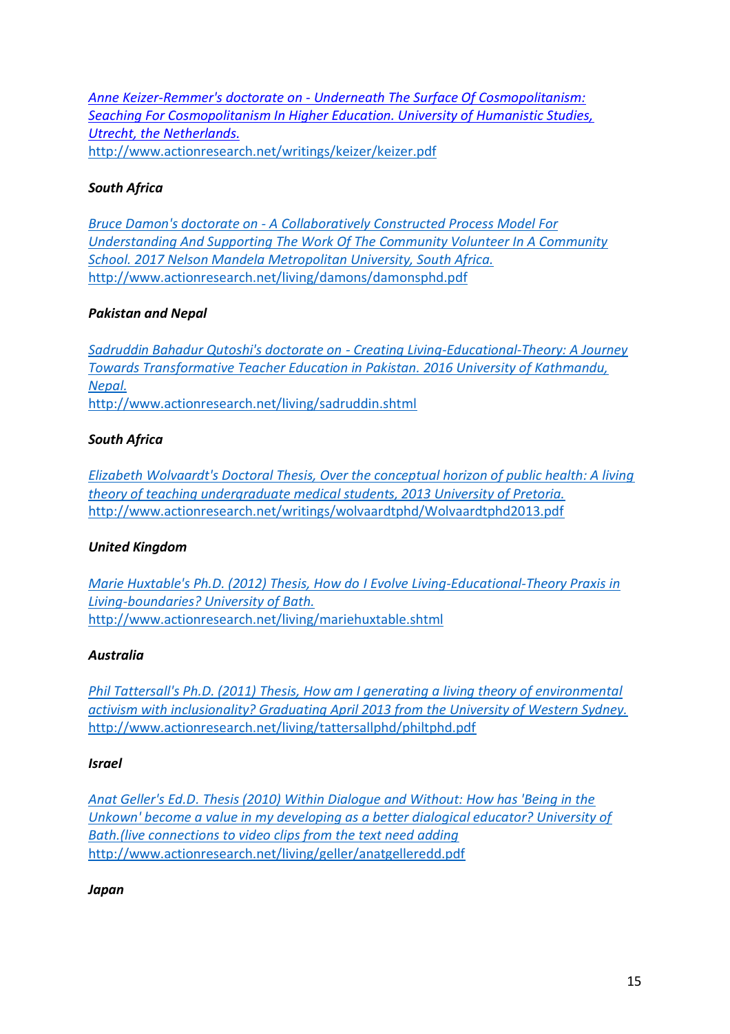*Anne Keizer-Remmer's doctorate on - Underneath The Surface Of Cosmopolitanism: Seaching For Cosmopolitanism In Higher Education. University of Humanistic Studies, Utrecht, the Netherlands.*
http://www.actionresearch.net/writings/keizer/keizer.pdf

***South Africa***

*Bruce Damon's doctorate on - A Collaboratively Constructed Process Model For Understanding And Supporting The Work Of The Community Volunteer In A Community School. 2017 Nelson Mandela Metropolitan University, South Africa.*
http://www.actionresearch.net/living/damons/damonsphd.pdf

***Pakistan and Nepal***

*Sadruddin Bahadur Qutoshi's doctorate on - Creating Living-Educational-Theory: A Journey Towards Transformative Teacher Education in Pakistan. 2016 University of Kathmandu, Nepal.*
http://www.actionresearch.net/living/sadruddin.shtml

***South Africa***

*Elizabeth Wolvaardt's Doctoral Thesis, Over the conceptual horizon of public health: A living theory of teaching undergraduate medical students, 2013 University of Pretoria.*
http://www.actionresearch.net/writings/wolvaardtphd/Wolvaardtphd2013.pdf

***United Kingdom***

*Marie Huxtable's Ph.D. (2012) Thesis, How do I Evolve Living-Educational-Theory Praxis in Living-boundaries? University of Bath.*
http://www.actionresearch.net/living/mariehuxtable.shtml

***Australia***

*Phil Tattersall's Ph.D. (2011) Thesis, How am I generating a living theory of environmental activism with inclusionality? Graduating April 2013 from the University of Western Sydney.*
http://www.actionresearch.net/living/tattersallphd/philtphd.pdf

***Israel***

*Anat Geller's Ed.D. Thesis (2010) Within Dialogue and Without: How has 'Being in the Unkown' become a value in my developing as a better dialogical educator? University of Bath.(live connections to video clips from the text need adding*
http://www.actionresearch.net/living/geller/anatgelleredd.pdf

***Japan***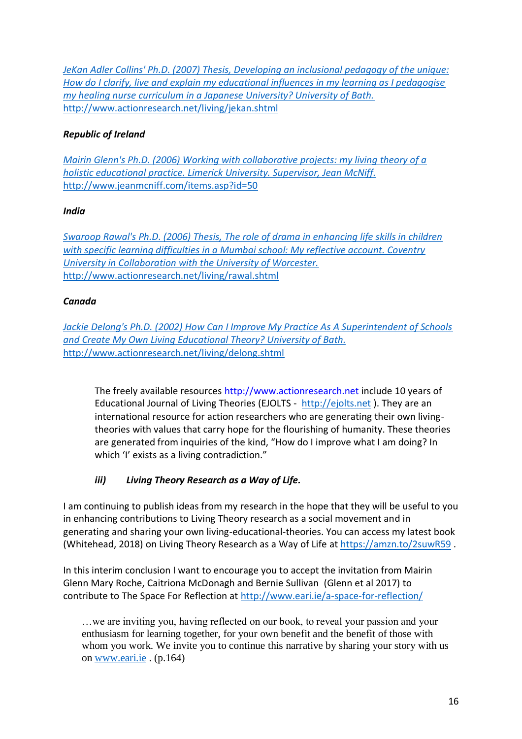[*JeKan Adler Collins' Ph.D. (2007) Thesis, Developing an inclusional pedagogy of the unique: How do I clarify, live and explain my educational influences in my learning as I pedagogise my healing nurse curriculum in a Japanese University? University of Bath.*](http://www.actionresearch.net/living/jekan.shtml)
http://www.actionresearch.net/living/jekan.shtml

***Republic of Ireland***

[*Mairin Glenn's Ph.D. (2006) Working with collaborative projects: my living theory of a holistic educational practice. Limerick University. Supervisor, Jean McNiff.*](http://www.jeanmcniff.com/items.asp?id=50)
http://www.jeanmcniff.com/items.asp?id=50

***India***

[*Swaroop Rawal's Ph.D. (2006) Thesis, The role of drama in enhancing life skills in children with specific learning difficulties in a Mumbai school: My reflective account. Coventry University in Collaboration with the University of Worcester.*](http://www.actionresearch.net/living/rawal.shtml)
http://www.actionresearch.net/living/rawal.shtml

***Canada***

[*Jackie Delong's Ph.D. (2002) How Can I Improve My Practice As A Superintendent of Schools and Create My Own Living Educational Theory? University of Bath.*](http://www.actionresearch.net/living/delong.shtml)
http://www.actionresearch.net/living/delong.shtml

> The freely available resources http://www.actionresearch.net include 10 years of Educational Journal of Living Theories (EJOLTS - http://ejolts.net ). They are an international resource for action researchers who are generating their own living-theories with values that carry hope for the flourishing of humanity. These theories are generated from inquiries of the kind, "How do I improve what I am doing? In which 'I' exists as a living contradiction."

### *iii) Living Theory Research as a Way of Life.*

I am continuing to publish ideas from my research in the hope that they will be useful to you in enhancing contributions to Living Theory research as a social movement and in generating and sharing your own living-educational-theories. You can access my latest book (Whitehead, 2018) on Living Theory Research as a Way of Life at https://amzn.to/2suwR59 .

In this interim conclusion I want to encourage you to accept the invitation from Mairin Glenn Mary Roche, Caitriona McDonagh and Bernie Sullivan (Glenn et al 2017) to contribute to The Space For Reflection at http://www.eari.ie/a-space-for-reflection/

> …we are inviting you, having reflected on our book, to reveal your passion and your enthusiasm for learning together, for your own benefit and the benefit of those with whom you work. We invite you to continue this narrative by sharing your story with us on www.eari.ie . (p.164)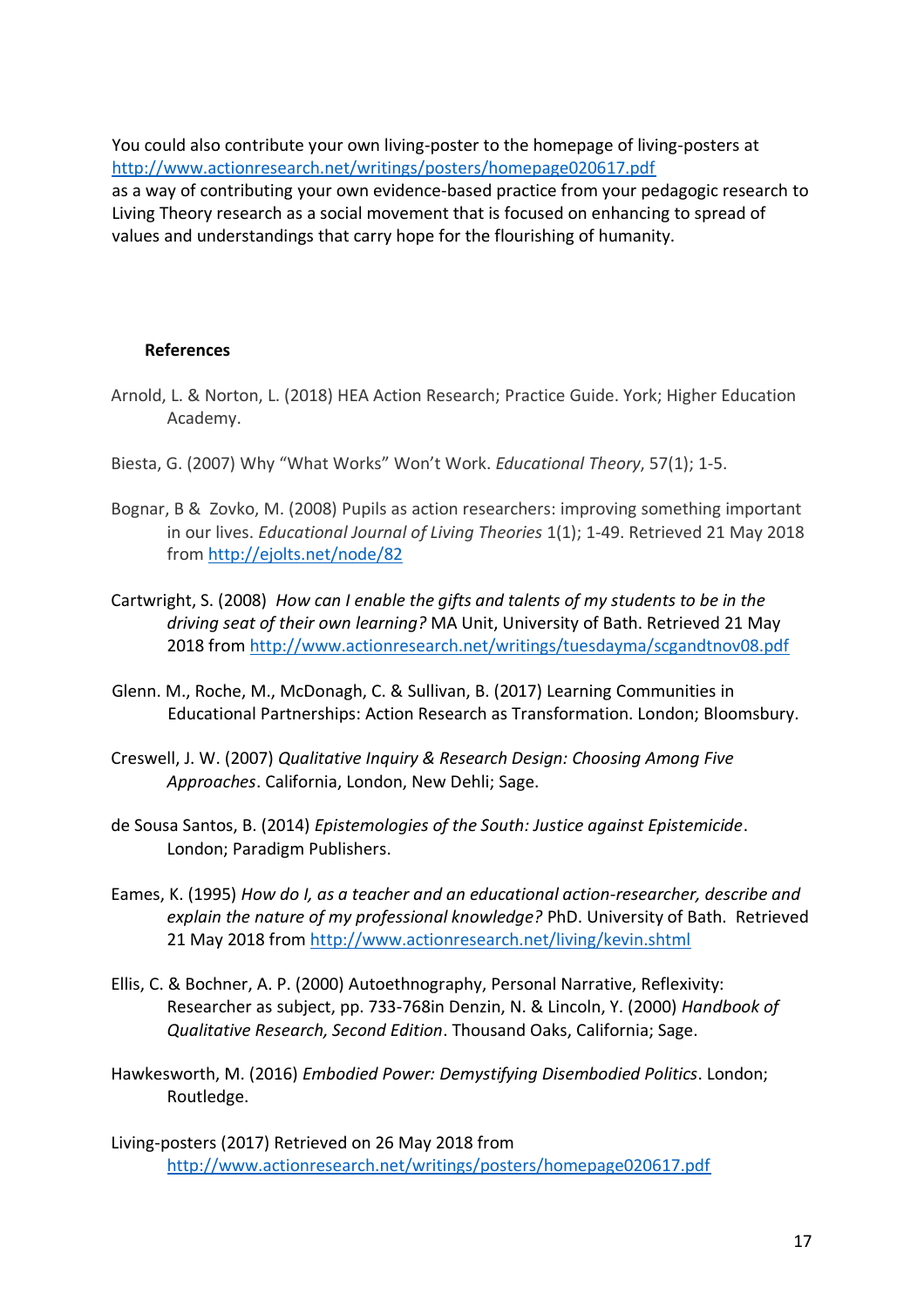You could also contribute your own living-poster to the homepage of living-posters at http://www.actionresearch.net/writings/posters/homepage020617.pdf
as a way of contributing your own evidence-based practice from your pedagogic research to Living Theory research as a social movement that is focused on enhancing to spread of values and understandings that carry hope for the flourishing of humanity.

## References

Arnold, L. & Norton, L. (2018) HEA Action Research; Practice Guide. York; Higher Education Academy.

Biesta, G. (2007) Why "What Works" Won't Work. *Educational Theory*, 57(1); 1-5.

Bognar, B & Zovko, M. (2008) Pupils as action researchers: improving something important in our lives. *Educational Journal of Living Theories* 1(1); 1-49. Retrieved 21 May 2018 from http://ejolts.net/node/82

Cartwright, S. (2008) *How can I enable the gifts and talents of my students to be in the driving seat of their own learning?* MA Unit, University of Bath. Retrieved 21 May 2018 from http://www.actionresearch.net/writings/tuesdayma/scgandtnov08.pdf

Glenn. M., Roche, M., McDonagh, C. & Sullivan, B. (2017) Learning Communities in Educational Partnerships: Action Research as Transformation. London; Bloomsbury.

Creswell, J. W. (2007) *Qualitative Inquiry & Research Design: Choosing Among Five Approaches*. California, London, New Dehli; Sage.

de Sousa Santos, B. (2014) *Epistemologies of the South: Justice against Epistemicide*. London; Paradigm Publishers.

Eames, K. (1995) *How do I, as a teacher and an educational action-researcher, describe and explain the nature of my professional knowledge?* PhD. University of Bath. Retrieved 21 May 2018 from http://www.actionresearch.net/living/kevin.shtml

Ellis, C. & Bochner, A. P. (2000) Autoethnography, Personal Narrative, Reflexivity: Researcher as subject, pp. 733-768in Denzin, N. & Lincoln, Y. (2000) *Handbook of Qualitative Research, Second Edition*. Thousand Oaks, California; Sage.

Hawkesworth, M. (2016) *Embodied Power: Demystifying Disembodied Politics*. London; Routledge.

Living-posters (2017) Retrieved on 26 May 2018 from http://www.actionresearch.net/writings/posters/homepage020617.pdf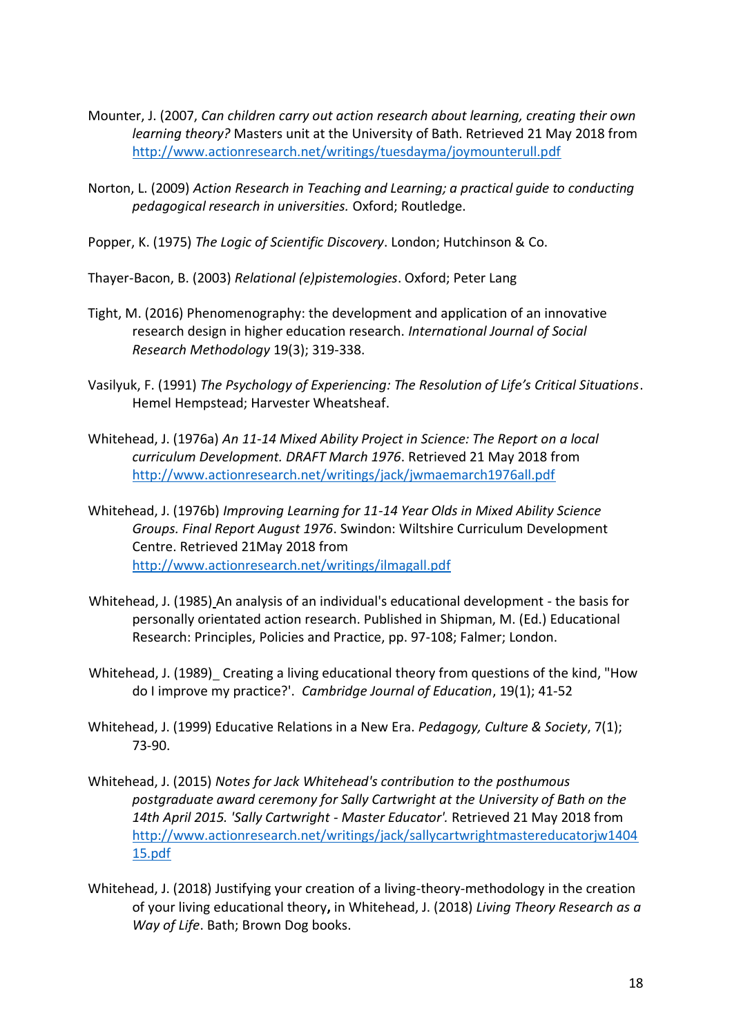Mounter, J. (2007, *Can children carry out action research about learning, creating their own learning theory?* Masters unit at the University of Bath. Retrieved 21 May 2018 from http://www.actionresearch.net/writings/tuesdayma/joymounterull.pdf

Norton, L. (2009) *Action Research in Teaching and Learning; a practical guide to conducting pedagogical research in universities.* Oxford; Routledge.

Popper, K. (1975) *The Logic of Scientific Discovery*. London; Hutchinson & Co.

Thayer-Bacon, B. (2003) *Relational (e)pistemologies*. Oxford; Peter Lang

Tight, M. (2016) Phenomenography: the development and application of an innovative research design in higher education research. *International Journal of Social Research Methodology* 19(3); 319-338.

Vasilyuk, F. (1991) *The Psychology of Experiencing: The Resolution of Life's Critical Situations*. Hemel Hempstead; Harvester Wheatsheaf.

Whitehead, J. (1976a) *An 11-14 Mixed Ability Project in Science: The Report on a local curriculum Development. DRAFT March 1976*. Retrieved 21 May 2018 from http://www.actionresearch.net/writings/jack/jwmaemarch1976all.pdf

Whitehead, J. (1976b) *Improving Learning for 11-14 Year Olds in Mixed Ability Science Groups. Final Report August 1976*. Swindon: Wiltshire Curriculum Development Centre. Retrieved 21May 2018 from http://www.actionresearch.net/writings/ilmagall.pdf

Whitehead, J. (1985) An analysis of an individual's educational development - the basis for personally orientated action research. Published in Shipman, M. (Ed.) Educational Research: Principles, Policies and Practice, pp. 97-108; Falmer; London.

Whitehead, J. (1989) Creating a living educational theory from questions of the kind, "How do I improve my practice?'. *Cambridge Journal of Education*, 19(1); 41-52

Whitehead, J. (1999) Educative Relations in a New Era. *Pedagogy, Culture & Society*, 7(1); 73-90.

Whitehead, J. (2015) *Notes for Jack Whitehead's contribution to the posthumous postgraduate award ceremony for Sally Cartwright at the University of Bath on the 14th April 2015. 'Sally Cartwright - Master Educator'.* Retrieved 21 May 2018 from http://www.actionresearch.net/writings/jack/sallycartwrightmastereducatorjw140415.pdf

Whitehead, J. (2018) Justifying your creation of a living-theory-methodology in the creation of your living educational theory**,** in Whitehead, J. (2018) *Living Theory Research as a Way of Life*. Bath; Brown Dog books.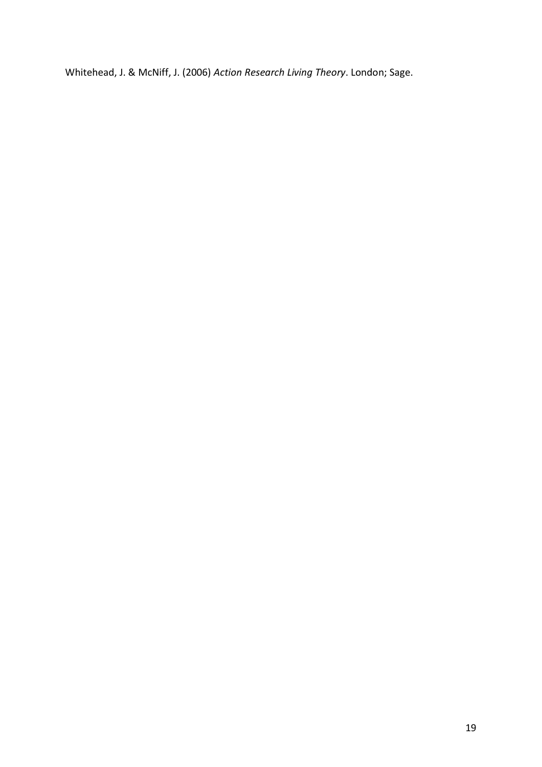Whitehead, J. & McNiff, J. (2006) *Action Research Living Theory*. London; Sage.